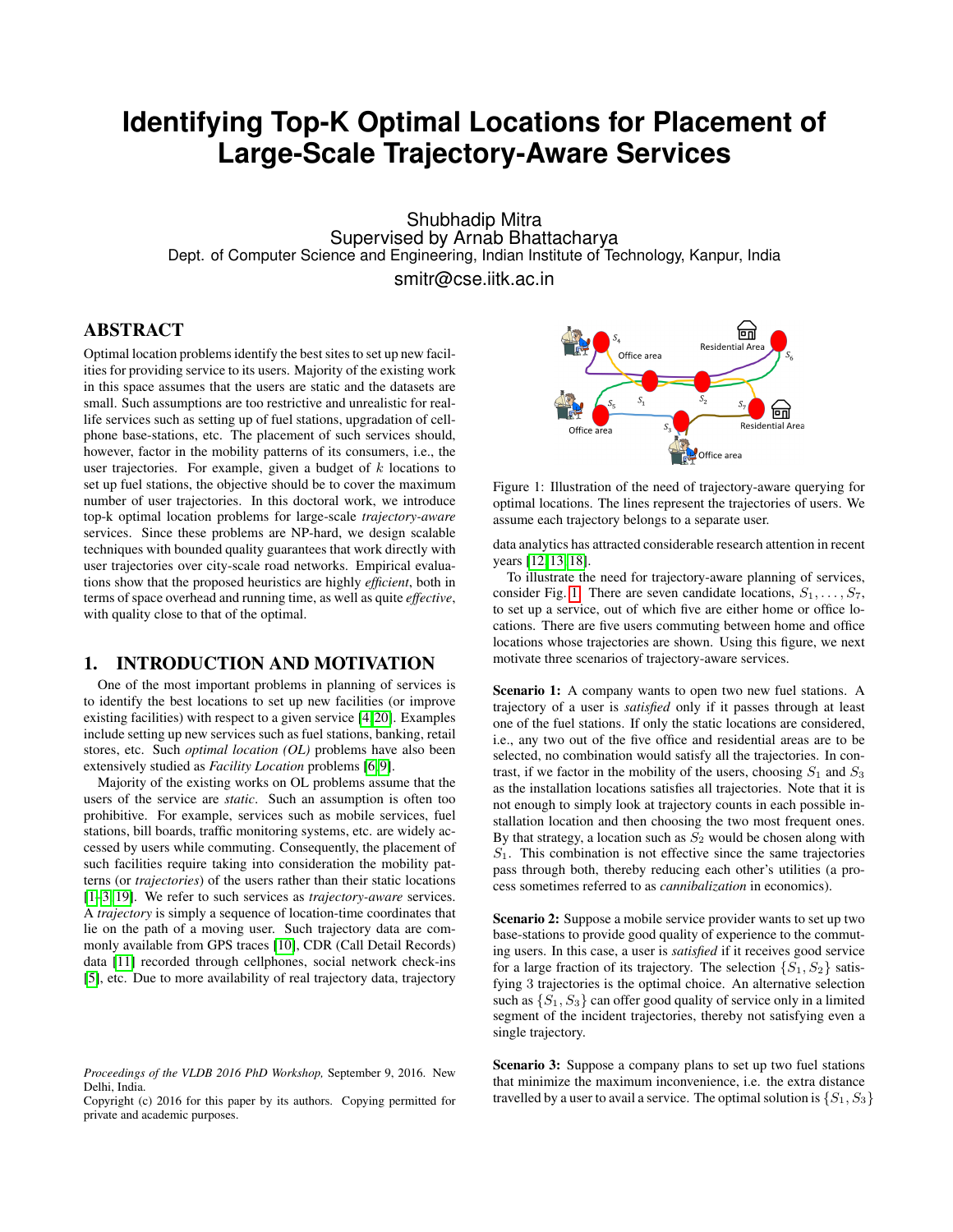# Identifying Top-K Optimal Locations for Placement of Large-Scale Trajectory-Aware Services

Shubhadip Mitra
Supervised by Arnab Bhattacharya
Dept. of Computer Science and Engineering, Indian Institute of Technology, Kanpur, India
smitr@cse.iitk.ac.in

## ABSTRACT

Optimal location problems identify the best sites to set up new facilities for providing service to its users. Majority of the existing work in this space assumes that the users are static and the datasets are small. Such assumptions are too restrictive and unrealistic for real-life services such as setting up of fuel stations, upgradation of cellphone base-stations, etc. The placement of such services should, however, factor in the mobility patterns of its consumers, i.e., the user trajectories. For example, given a budget of $k$ locations to set up fuel stations, the objective should be to cover the maximum number of user trajectories. In this doctoral work, we introduce top-k optimal location problems for large-scale *trajectory-aware* services. Since these problems are NP-hard, we design scalable techniques with bounded quality guarantees that work directly with user trajectories over city-scale road networks. Empirical evaluations show that the proposed heuristics are highly *efficient*, both in terms of space overhead and running time, as well as quite *effective*, with quality close to that of the optimal.

## 1. INTRODUCTION AND MOTIVATION

One of the most important problems in planning of services is to identify the best locations to set up new facilities (or improve existing facilities) with respect to a given service [4, 20]. Examples include setting up new services such as fuel stations, banking, retail stores, etc. Such *optimal location (OL)* problems have also been extensively studied as *Facility Location* problems [6, 9].

Majority of the existing works on OL problems assume that the users of the service are *static*. Such an assumption is often too prohibitive. For example, services such as mobile services, fuel stations, bill boards, traffic monitoring systems, etc. are widely accessed by users while commuting. Consequently, the placement of such facilities require taking into consideration the mobility patterns (or *trajectories*) of the users rather than their static locations [1–3, 19]. We refer to such services as *trajectory-aware* services. A *trajectory* is simply a sequence of location-time coordinates that lie on the path of a moving user. Such trajectory data are commonly available from GPS traces [10], CDR (Call Detail Records) data [11] recorded through cellphones, social network check-ins [5], etc. Due to more availability of real trajectory data, trajectory data analytics has attracted considerable research attention in recent years [12, 13, 18].

Figure 1: Illustration of the need of trajectory-aware querying for optimal locations. The lines represent the trajectories of users. We assume each trajectory belongs to a separate user.

To illustrate the need for trajectory-aware planning of services, consider Fig. 1. There are seven candidate locations, $S_1, \ldots, S_7$, to set up a service, out of which five are either home or office locations. There are five users commuting between home and office locations whose trajectories are shown. Using this figure, we next motivate three scenarios of trajectory-aware services.

**Scenario 1:** A company wants to open two new fuel stations. A trajectory of a user is *satisfied* only if it passes through at least one of the fuel stations. If only the static locations are considered, i.e., any two out of the five office and residential areas are to be selected, no combination would satisfy all the trajectories. In contrast, if we factor in the mobility of the users, choosing $S_1$ and $S_3$ as the installation locations satisfies all trajectories. Note that it is not enough to simply look at trajectory counts in each possible installation location and then choosing the two most frequent ones. By that strategy, a location such as $S_2$ would be chosen along with $S_1$. This combination is not effective since the same trajectories pass through both, thereby reducing each other's utilities (a process sometimes referred to as *cannibalization* in economics).

**Scenario 2:** Suppose a mobile service provider wants to set up two base-stations to provide good quality of experience to the commuting users. In this case, a user is *satisfied* if it receives good service for a large fraction of its trajectory. The selection $\{S_1, S_2\}$ satisfying 3 trajectories is the optimal choice. An alternative selection such as $\{S_1, S_3\}$ can offer good quality of service only in a limited segment of the incident trajectories, thereby not satisfying even a single trajectory.

**Scenario 3:** Suppose a company plans to set up two fuel stations that minimize the maximum inconvenience, i.e. the extra distance travelled by a user to avail a service. The optimal solution is $\{S_1, S_3\}$

*Proceedings of the VLDB 2016 PhD Workshop,* September 9, 2016. New Delhi, India.
Copyright (c) 2016 for this paper by its authors. Copying permitted for private and academic purposes.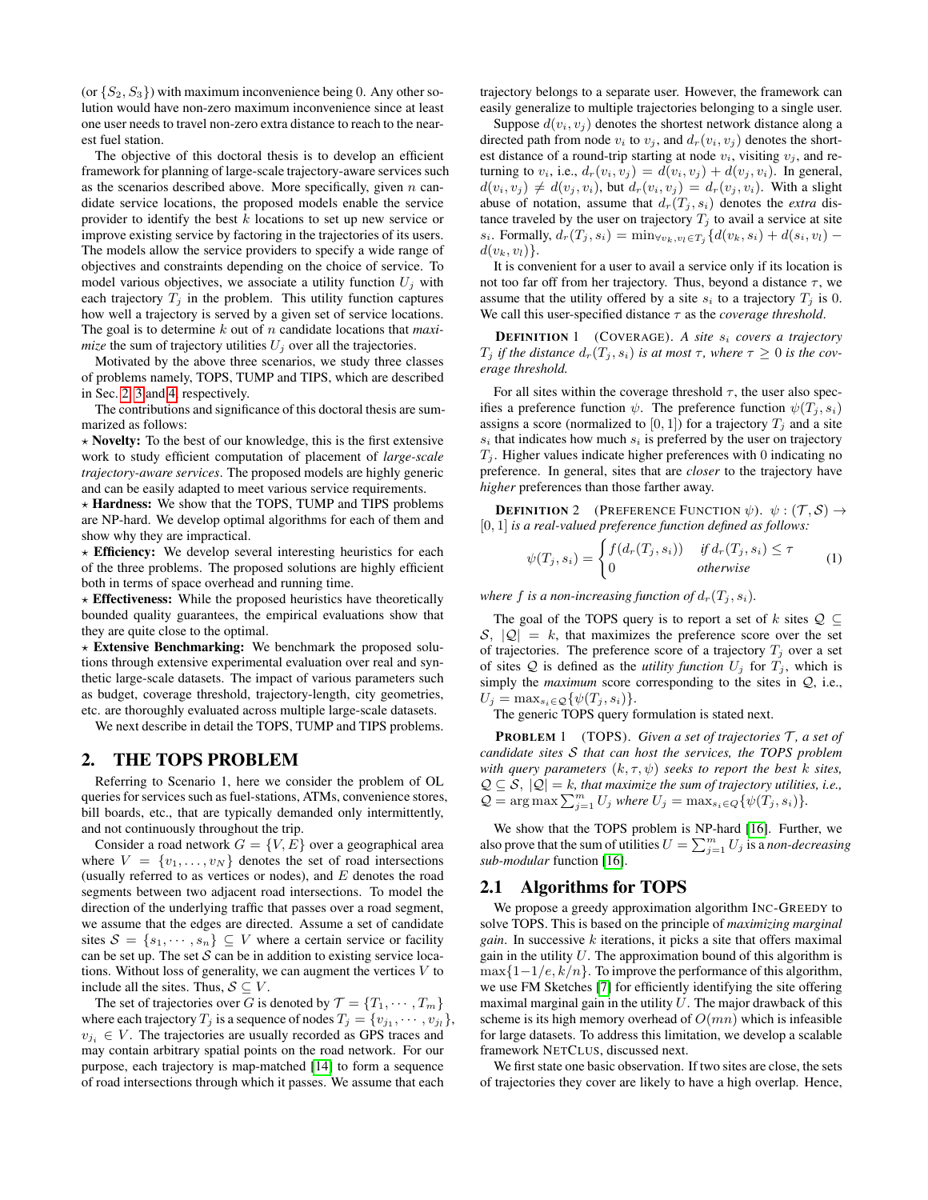(or $\{S_2, S_3\}$) with maximum inconvenience being 0. Any other solution would have non-zero maximum inconvenience since at least one user needs to travel non-zero extra distance to reach to the nearest fuel station.

The objective of this doctoral thesis is to develop an efficient framework for planning of large-scale trajectory-aware services such as the scenarios described above. More specifically, given $n$ candidate service locations, the proposed models enable the service provider to identify the best $k$ locations to set up new service or improve existing service by factoring in the trajectories of its users. The models allow the service providers to specify a wide range of objectives and constraints depending on the choice of service. To model various objectives, we associate a utility function $U_j$ with each trajectory $T_j$ in the problem. This utility function captures how well a trajectory is served by a given set of service locations. The goal is to determine $k$ out of $n$ candidate locations that *maximize* the sum of trajectory utilities $U_j$ over all the trajectories.

Motivated by the above three scenarios, we study three classes of problems namely, TOPS, TUMP and TIPS, which are described in Sec. 2, 3 and 4, respectively.

The contributions and significance of this doctoral thesis are summarized as follows:

⋆ **Novelty:** To the best of our knowledge, this is the first extensive work to study efficient computation of placement of *large-scale trajectory-aware services*. The proposed models are highly generic and can be easily adapted to meet various service requirements.

⋆ **Hardness:** We show that the TOPS, TUMP and TIPS problems are NP-hard. We develop optimal algorithms for each of them and show why they are impractical.

⋆ **Efficiency:** We develop several interesting heuristics for each of the three problems. The proposed solutions are highly efficient both in terms of space overhead and running time.

⋆ **Effectiveness:** While the proposed heuristics have theoretically bounded quality guarantees, the empirical evaluations show that they are quite close to the optimal.

⋆ **Extensive Benchmarking:** We benchmark the proposed solutions through extensive experimental evaluation over real and synthetic large-scale datasets. The impact of various parameters such as budget, coverage threshold, trajectory-length, city geometries, etc. are thoroughly evaluated across multiple large-scale datasets.

We next describe in detail the TOPS, TUMP and TIPS problems.

## 2. THE TOPS PROBLEM

Referring to Scenario 1, here we consider the problem of OL queries for services such as fuel-stations, ATMs, convenience stores, bill boards, etc., that are typically demanded only intermittently, and not continuously throughout the trip.

Consider a road network $G = \{V, E\}$ over a geographical area where $V = \{v_1, \ldots, v_N\}$ denotes the set of road intersections (usually referred to as vertices or nodes), and $E$ denotes the road segments between two adjacent road intersections. To model the direction of the underlying traffic that passes over a road segment, we assume that the edges are directed. Assume a set of candidate sites $\mathcal{S} = \{s_1, \cdots, s_n\} \subseteq V$ where a certain service or facility can be set up. The set $\mathcal{S}$ can be in addition to existing service locations. Without loss of generality, we can augment the vertices $V$ to include all the sites. Thus, $\mathcal{S} \subseteq V$.

The set of trajectories over $G$ is denoted by $\mathcal{T} = \{T_1, \cdots, T_m\}$ where each trajectory $T_j$ is a sequence of nodes $T_j = \{v_{j_1}, \cdots, v_{j_l}\}$, $v_{j_i} \in V$. The trajectories are usually recorded as GPS traces and may contain arbitrary spatial points on the road network. For our purpose, each trajectory is map-matched [14] to form a sequence of road intersections through which it passes. We assume that each trajectory belongs to a separate user. However, the framework can easily generalize to multiple trajectories belonging to a single user.

Suppose $d(v_i, v_j)$ denotes the shortest network distance along a directed path from node $v_i$ to $v_j$, and $d_r(v_i, v_j)$ denotes the shortest distance of a round-trip starting at node $v_i$, visiting $v_j$, and returning to $v_i$, i.e., $d_r(v_i, v_j) = d(v_i, v_j) + d(v_j, v_i)$. In general, $d(v_i, v_j) \neq d(v_j, v_i)$, but $d_r(v_i, v_j) = d_r(v_j, v_i)$. With a slight abuse of notation, assume that $d_r(T_j, s_i)$ denotes the *extra* distance traveled by the user on trajectory $T_j$ to avail a service at site $s_i$. Formally, $d_r(T_j, s_i) = \min_{\forall v_k, v_l \in T_j}\{d(v_k, s_i) + d(s_i, v_l) - d(v_k, v_l)\}$.

It is convenient for a user to avail a service only if its location is not too far off from her trajectory. Thus, beyond a distance $\tau$, we assume that the utility offered by a site $s_i$ to a trajectory $T_j$ is 0. We call this user-specified distance $\tau$ as the *coverage threshold*.

**DEFINITION 1** (COVERAGE). *A site $s_i$ covers a trajectory $T_j$ if the distance $d_r(T_j, s_i)$ is at most $\tau$, where $\tau \geq 0$ is the coverage threshold.*

For all sites within the coverage threshold $\tau$, the user also specifies a preference function $\psi$. The preference function $\psi(T_j, s_i)$ assigns a score (normalized to $[0, 1]$) for a trajectory $T_j$ and a site $s_i$ that indicates how much $s_i$ is preferred by the user on trajectory $T_j$. Higher values indicate higher preferences with 0 indicating no preference. In general, sites that are *closer* to the trajectory have *higher* preferences than those farther away.

**DEFINITION 2** (PREFERENCE FUNCTION $\psi$). *$\psi : (\mathcal{T}, \mathcal{S}) \rightarrow [0, 1]$ is a real-valued preference function defined as follows:*

$$\psi(T_j, s_i) = \begin{cases} f(d_r(T_j, s_i)) & \text{if } d_r(T_j, s_i) \leq \tau \\ 0 & \text{otherwise} \end{cases} \tag{1}$$

*where $f$ is a non-increasing function of $d_r(T_j, s_i)$.*

The goal of the TOPS query is to report a set of $k$ sites $\mathcal{Q} \subseteq \mathcal{S}$, $|\mathcal{Q}| = k$, that maximizes the preference score over the set of trajectories. The preference score of a trajectory $T_j$ over a set of sites $\mathcal{Q}$ is defined as the *utility function* $U_j$ for $T_j$, which is simply the *maximum* score corresponding to the sites in $\mathcal{Q}$, i.e., $U_j = \max_{s_i \in \mathcal{Q}}\{\psi(T_j, s_i)\}$.

The generic TOPS query formulation is stated next.

**PROBLEM 1** (TOPS). *Given a set of trajectories $\mathcal{T}$, a set of candidate sites $\mathcal{S}$ that can host the services, the TOPS problem with query parameters $(k, \tau, \psi)$ seeks to report the best $k$ sites, $\mathcal{Q} \subseteq \mathcal{S}$, $|\mathcal{Q}| = k$, that maximize the sum of trajectory utilities, i.e., $\mathcal{Q} = \arg\max \sum_{j=1}^{m} U_j$ where $U_j = \max_{s_i \in \mathcal{Q}}\{\psi(T_j, s_i)\}$.*

We show that the TOPS problem is NP-hard [16]. Further, we also prove that the sum of utilities $U = \sum_{j=1}^{m} U_j$ is a *non-decreasing sub-modular* function [16].

### 2.1 Algorithms for TOPS

We propose a greedy approximation algorithm INC-GREEDY to solve TOPS. This is based on the principle of *maximizing marginal gain*. In successive $k$ iterations, it picks a site that offers maximal gain in the utility $U$. The approximation bound of this algorithm is $\max\{1-1/e, k/n\}$. To improve the performance of this algorithm, we use FM Sketches [7] for efficiently identifying the site offering maximal marginal gain in the utility $U$. The major drawback of this scheme is its high memory overhead of $O(mn)$ which is infeasible for large datasets. To address this limitation, we develop a scalable framework NETCLUS, discussed next.

We first state one basic observation. If two sites are close, the sets of trajectories they cover are likely to have a high overlap. Hence,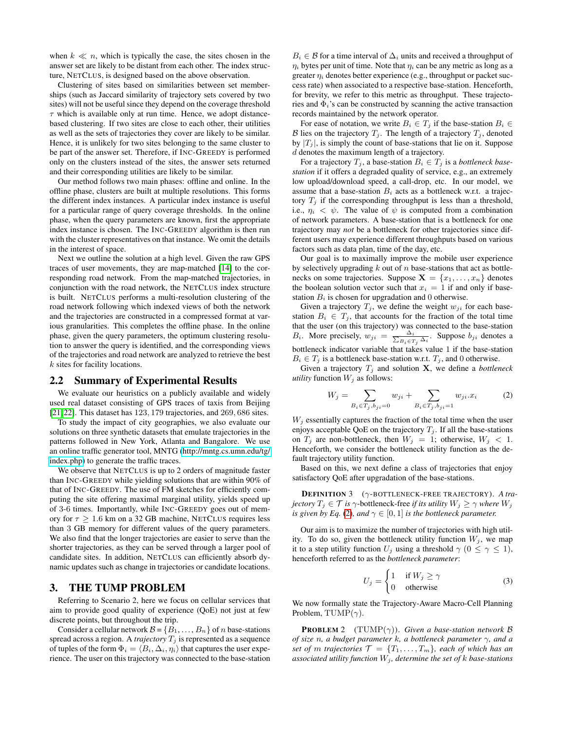when $k \ll n$, which is typically the case, the sites chosen in the answer set are likely to be distant from each other. The index structure, NETCLUS, is designed based on the above observation.

Clustering of sites based on similarities between set memberships (such as Jaccard similarity of trajectory sets covered by two sites) will not be useful since they depend on the coverage threshold $\tau$ which is available only at run time. Hence, we adopt distance-based clustering. If two sites are close to each other, their utilities as well as the sets of trajectories they cover are likely to be similar. Hence, it is unlikely for two sites belonging to the same cluster to be part of the answer set. Therefore, if INC-GREEDY is performed only on the clusters instead of the sites, the answer sets returned and their corresponding utilities are likely to be similar.

Our method follows two main phases: offline and online. In the offline phase, clusters are built at multiple resolutions. This forms the different index instances. A particular index instance is useful for a particular range of query coverage thresholds. In the online phase, when the query parameters are known, first the appropriate index instance is chosen. The INC-GREEDY algorithm is then run with the cluster representatives on that instance. We omit the details in the interest of space.

Next we outline the solution at a high level. Given the raw GPS traces of user movements, they are map-matched [14] to the corresponding road network. From the map-matched trajectories, in conjunction with the road network, the NETCLUS index structure is built. NETCLUS performs a multi-resolution clustering of the road network following which indexed views of both the network and the trajectories are constructed in a compressed format at various granularities. This completes the offline phase. In the online phase, given the query parameters, the optimum clustering resolution to answer the query is identified, and the corresponding views of the trajectories and road network are analyzed to retrieve the best $k$ sites for facility locations.

## 2.2 Summary of Experimental Results

We evaluate our heuristics on a publicly available and widely used real dataset consisting of GPS traces of taxis from Beijing [21][22]. This dataset has 123, 179 trajectories, and 269, 686 sites.

To study the impact of city geographies, we also evaluate our solutions on three synthetic datasets that emulate trajectories in the patterns followed in New York, Atlanta and Bangalore. We use an online traffic generator tool, MNTG (http://mntg.cs.umn.edu/tg/index.php) to generate the traffic traces.

We observe that NETCLUS is up to 2 orders of magnitude faster than INC-GREEDY while yielding solutions that are within 90% of that of INC-GREEDY. The use of FM sketches for efficiently computing the site offering maximal marginal utility, yields speed up of 3-6 times. Importantly, while INC-GREEDY goes out of memory for $\tau \geq 1.6$ km on a 32 GB machine, NETCLUS requires less than 3 GB memory for different values of the query parameters. We also find that the longer trajectories are easier to serve than the shorter trajectories, as they can be served through a larger pool of candidate sites. In addition, NETCLUS can efficiently absorb dynamic updates such as change in trajectories or candidate locations.

# 3. THE TUMP PROBLEM

Referring to Scenario 2, here we focus on cellular services that aim to provide good quality of experience (QoE) not just at few discrete points, but throughout the trip.

Consider a cellular network $\mathcal{B} = \{B_1, \ldots, B_n\}$ of $n$ base-stations spread across a region. A *trajectory* $T_j$ is represented as a sequence of tuples of the form $\Phi_i = \langle B_i, \Delta_i, \eta_i \rangle$ that captures the user experience. The user on this trajectory was connected to the base-station $B_i \in \mathcal{B}$ for a time interval of $\Delta_i$ units and received a throughput of $\eta_i$ bytes per unit of time. Note that $\eta_i$ can be any metric as long as a greater $\eta_i$ denotes better experience (e.g., throughput or packet success rate) when associated to a respective base-station. Henceforth, for brevity, we refer to this metric as throughput. These trajectories and $\Phi_i$'s can be constructed by scanning the active transaction records maintained by the network operator.

For ease of notation, we write $B_i \in T_j$ if the base-station $B_i \in \mathcal{B}$ lies on the trajectory $T_j$. The length of a trajectory $T_j$, denoted by $|T_j|$, is simply the count of base-stations that lie on it. Suppose $d$ denotes the maximum length of a trajectory.

For a trajectory $T_j$, a base-station $B_i \in T_j$ is a *bottleneck base-station* if it offers a degraded quality of service, e.g., an extremely low upload/download speed, a call-drop, etc. In our model, we assume that a base-station $B_i$ acts as a bottleneck w.r.t. a trajectory $T_j$ if the corresponding throughput is less than a threshold, i.e., $\eta_i < \psi$. The value of $\psi$ is computed from a combination of network parameters. A base-station that is a bottleneck for one trajectory may *not* be a bottleneck for other trajectories since different users may experience different throughputs based on various factors such as data plan, time of the day, etc.

Our goal is to maximally improve the mobile user experience by selectively upgrading $k$ out of $n$ base-stations that act as bottlenecks on some trajectories. Suppose $\mathbf{X} = \{x_1, \ldots, x_n\}$ denotes the boolean solution vector such that $x_i = 1$ if and only if base-station $B_i$ is chosen for upgradation and 0 otherwise.

Given a trajectory $T_j$, we define the weight $w_{ji}$ for each base-station $B_i \in T_j$, that accounts for the fraction of the total time that the user (on this trajectory) was connected to the base-station $B_i$. More precisely, $w_{ji} = \frac{\Delta_i}{\sum_{B_i \in T_j} \Delta_i}$. Suppose $b_{ji}$ denotes a bottleneck indicator variable that takes value 1 if the base-station $B_i \in T_j$ is a bottleneck base-station w.r.t. $T_j$, and 0 otherwise.

Given a trajectory $T_j$ and solution $\mathbf{X}$, we define a *bottleneck utility* function $W_j$ as follows:

$$W_j = \sum_{B_i \in T_j, b_{ji}=0} w_{ji} + \sum_{B_i \in T_j, b_{ji}=1} w_{ji}.x_i \tag{2}$$

$W_j$ essentially captures the fraction of the total time when the user enjoys acceptable QoE on the trajectory $T_j$. If all the base-stations on $T_j$ are non-bottleneck, then $W_j = 1$; otherwise, $W_j < 1$. Henceforth, we consider the bottleneck utility function as the default trajectory utility function.

Based on this, we next define a class of trajectories that enjoy satisfactory QoE after upgradation of the base-stations.

**DEFINITION 3** ($\gamma$-BOTTLENECK-FREE TRAJECTORY). *A trajectory $T_j \in \mathcal{T}$ is $\gamma$-bottleneck-free if its utility $W_j \geq \gamma$ where $W_j$ is given by Eq. (2), and $\gamma \in [0, 1]$ is the bottleneck parameter.*

Our aim is to maximize the number of trajectories with high utility. To do so, given the bottleneck utility function $W_j$, we map it to a step utility function $U_j$ using a threshold $\gamma$ ($0 \leq \gamma \leq 1$), henceforth referred to as the *bottleneck parameter*:

$$U_j = \begin{cases} 1 & \text{if } W_j \geq \gamma \\ 0 & \text{otherwise} \end{cases} \tag{3}$$

We now formally state the Trajectory-Aware Macro-Cell Planning Problem, TUMP($\gamma$).

**PROBLEM 2** (TUMP($\gamma$)). *Given a base-station network $\mathcal{B}$ of size $n$, a budget parameter $k$, a bottleneck parameter $\gamma$, and a set of $m$ trajectories $\mathcal{T} = \{T_1, \ldots, T_m\}$, each of which has an associated utility function $W_j$, determine the set of $k$ base-stations*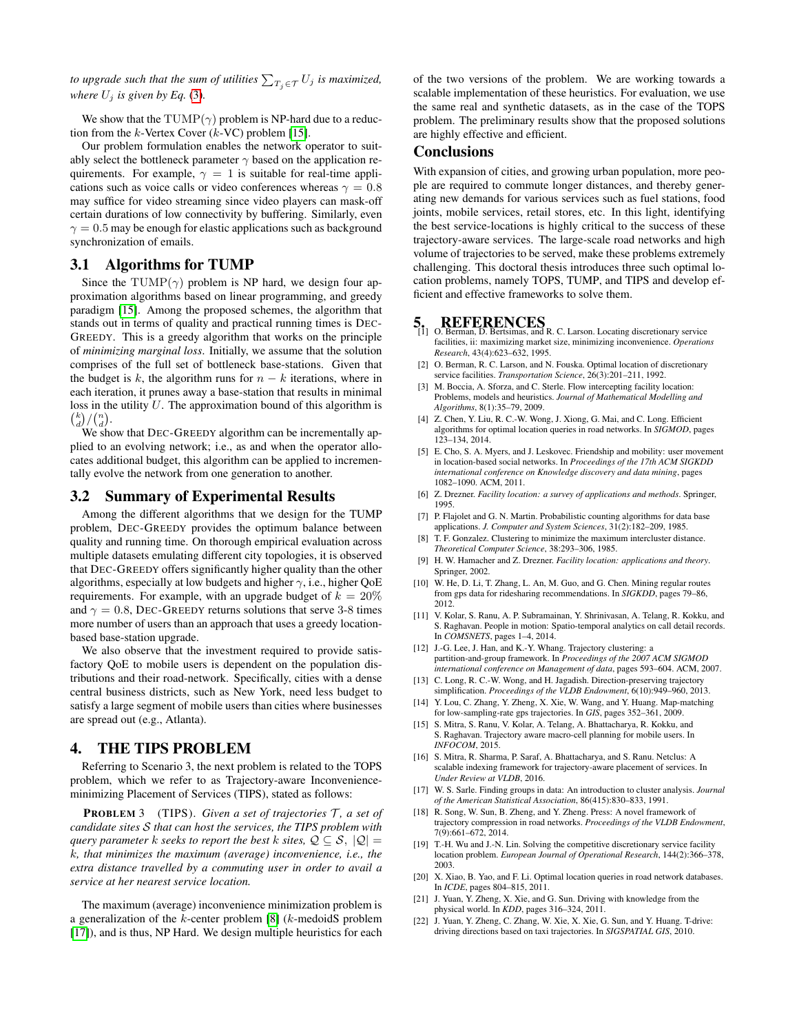*to upgrade such that the sum of utilities $\sum_{T_j \in \mathcal{T}} U_j$ is maximized, where $U_j$ is given by Eq. (3).*

We show that the $\text{TUMP}(\gamma)$ problem is NP-hard due to a reduction from the $k$-Vertex Cover ($k$-VC) problem [15].

Our problem formulation enables the network operator to suitably select the bottleneck parameter $\gamma$ based on the application requirements. For example, $\gamma = 1$ is suitable for real-time applications such as voice calls or video conferences whereas $\gamma = 0.8$ may suffice for video streaming since video players can mask-off certain durations of low connectivity by buffering. Similarly, even $\gamma = 0.5$ may be enough for elastic applications such as background synchronization of emails.

### 3.1 Algorithms for TUMP

Since the $\text{TUMP}(\gamma)$ problem is NP hard, we design four approximation algorithms based on linear programming, and greedy paradigm [15]. Among the proposed schemes, the algorithm that stands out in terms of quality and practical running times is DEC-GREEDY. This is a greedy algorithm that works on the principle of *minimizing marginal loss*. Initially, we assume that the solution comprises of the full set of bottleneck base-stations. Given that the budget is $k$, the algorithm runs for $n - k$ iterations, where in each iteration, it prunes away a base-station that results in minimal loss in the utility $U$. The approximation bound of this algorithm is $\binom{k}{d} / \binom{n}{d}$.

We show that DEC-GREEDY algorithm can be incrementally applied to an evolving network; i.e., as and when the operator allocates additional budget, this algorithm can be applied to incrementally evolve the network from one generation to another.

### 3.2 Summary of Experimental Results

Among the different algorithms that we design for the TUMP problem, DEC-GREEDY provides the optimum balance between quality and running time. On thorough empirical evaluation across multiple datasets emulating different city topologies, it is observed that DEC-GREEDY offers significantly higher quality than the other algorithms, especially at low budgets and higher $\gamma$, i.e., higher QoE requirements. For example, with an upgrade budget of $k = 20\%$ and $\gamma = 0.8$, DEC-GREEDY returns solutions that serve 3-8 times more number of users than an approach that uses a greedy location-based base-station upgrade.

We also observe that the investment required to provide satisfactory QoE to mobile users is dependent on the population distributions and their road-network. Specifically, cities with a dense central business districts, such as New York, need less budget to satisfy a large segment of mobile users than cities where businesses are spread out (e.g., Atlanta).

## 4. THE TIPS PROBLEM

Referring to Scenario 3, the next problem is related to the TOPS problem, which we refer to as Trajectory-aware Inconvenience-minimizing Placement of Services (TIPS), stated as follows:

**PROBLEM 3** (TIPS). *Given a set of trajectories $\mathcal{T}$, a set of candidate sites $\mathcal{S}$ that can host the services, the TIPS problem with query parameter $k$ seeks to report the best $k$ sites, $\mathcal{Q} \subseteq \mathcal{S}$, $|\mathcal{Q}| = k$, that minimizes the maximum (average) inconvenience, i.e., the extra distance travelled by a commuting user in order to avail a service at her nearest service location.*

The maximum (average) inconvenience minimization problem is a generalization of the $k$-center problem [8] ($k$-medoidS problem [17]), and is thus, NP Hard. We design multiple heuristics for each of the two versions of the problem. We are working towards a scalable implementation of these heuristics. For evaluation, we use the same real and synthetic datasets, as in the case of the TOPS problem. The preliminary results show that the proposed solutions are highly effective and efficient.

## Conclusions

With expansion of cities, and growing urban population, more people are required to commute longer distances, and thereby generating new demands for various services such as fuel stations, food joints, mobile services, retail stores, etc. In this light, identifying the best service-locations is highly critical to the success of these trajectory-aware services. The large-scale road networks and high volume of trajectories to be served, make these problems extremely challenging. This doctoral thesis introduces three such optimal location problems, namely TOPS, TUMP, and TIPS and develop efficient and effective frameworks to solve them.

## 5. REFERENCES

[1] O. Berman, D. Bertsimas, and R. C. Larson. Locating discretionary service facilities, ii: maximizing market size, minimizing inconvenience. *Operations Research*, 43(4):623–632, 1995.

[2] O. Berman, R. C. Larson, and N. Fouska. Optimal location of discretionary service facilities. *Transportation Science*, 26(3):201–211, 1992.

[3] M. Boccia, A. Sforza, and C. Sterle. Flow intercepting facility location: Problems, models and heuristics. *Journal of Mathematical Modelling and Algorithms*, 8(1):35–79, 2009.

[4] Z. Chen, Y. Liu, R. C.-W. Wong, J. Xiong, G. Mai, and C. Long. Efficient algorithms for optimal location queries in road networks. In *SIGMOD*, pages 123–134, 2014.

[5] E. Cho, S. A. Myers, and J. Leskovec. Friendship and mobility: user movement in location-based social networks. In *Proceedings of the 17th ACM SIGKDD international conference on Knowledge discovery and data mining*, pages 1082–1090. ACM, 2011.

[6] Z. Drezner. *Facility location: a survey of applications and methods*. Springer, 1995.

[7] P. Flajolet and G. N. Martin. Probabilistic counting algorithms for data base applications. *J. Computer and System Sciences*, 31(2):182–209, 1985.

[8] T. F. Gonzalez. Clustering to minimize the maximum intercluster distance. *Theoretical Computer Science*, 38:293–306, 1985.

[9] H. W. Hamacher and Z. Drezner. *Facility location: applications and theory*. Springer, 2002.

[10] W. He, D. Li, T. Zhang, L. An, M. Guo, and G. Chen. Mining regular routes from gps data for ridesharing recommendations. In *SIGKDD*, pages 79–86, 2012.

[11] V. Kolar, S. Ranu, A. P. Subramainan, Y. Shrinivasan, A. Telang, R. Kokku, and S. Raghavan. People in motion: Spatio-temporal analytics on call detail records. In *COMSNETS*, pages 1–4, 2014.

[12] J.-G. Lee, J. Han, and K.-Y. Whang. Trajectory clustering: a partition-and-group framework. In *Proceedings of the 2007 ACM SIGMOD international conference on Management of data*, pages 593–604. ACM, 2007.

[13] C. Long, R. C.-W. Wong, and H. Jagadish. Direction-preserving trajectory simplification. *Proceedings of the VLDB Endowment*, 6(10):949–960, 2013.

[14] Y. Lou, C. Zhang, Y. Zheng, X. Xie, W. Wang, and Y. Huang. Map-matching for low-sampling-rate gps trajectories. In *GIS*, pages 352–361, 2009.

[15] S. Mitra, S. Ranu, V. Kolar, A. Telang, A. Bhattacharya, R. Kokku, and S. Raghavan. Trajectory aware macro-cell planning for mobile users. In *INFOCOM*, 2015.

[16] S. Mitra, R. Sharma, P. Saraf, A. Bhattacharya, and S. Ranu. Netclus: A scalable indexing framework for trajectory-aware placement of services. In *Under Review at VLDB*, 2016.

[17] W. S. Sarle. Finding groups in data: An introduction to cluster analysis. *Journal of the American Statistical Association*, 86(415):830–833, 1991.

[18] R. Song, W. Sun, B. Zheng, and Y. Zheng. Press: A novel framework of trajectory compression in road networks. *Proceedings of the VLDB Endowment*, 7(9):661–672, 2014.

[19] T.-H. Wu and J.-N. Lin. Solving the competitive discretionary service facility location problem. *European Journal of Operational Research*, 144(2):366–378, 2003.

[20] X. Xiao, B. Yao, and F. Li. Optimal location queries in road network databases. In *ICDE*, pages 804–815, 2011.

[21] J. Yuan, Y. Zheng, X. Xie, and G. Sun. Driving with knowledge from the physical world. In *KDD*, pages 316–324, 2011.

[22] J. Yuan, Y. Zheng, C. Zhang, W. Xie, X. Xie, G. Sun, and Y. Huang. T-drive: driving directions based on taxi trajectories. In *SIGSPATIAL GIS*, 2010.